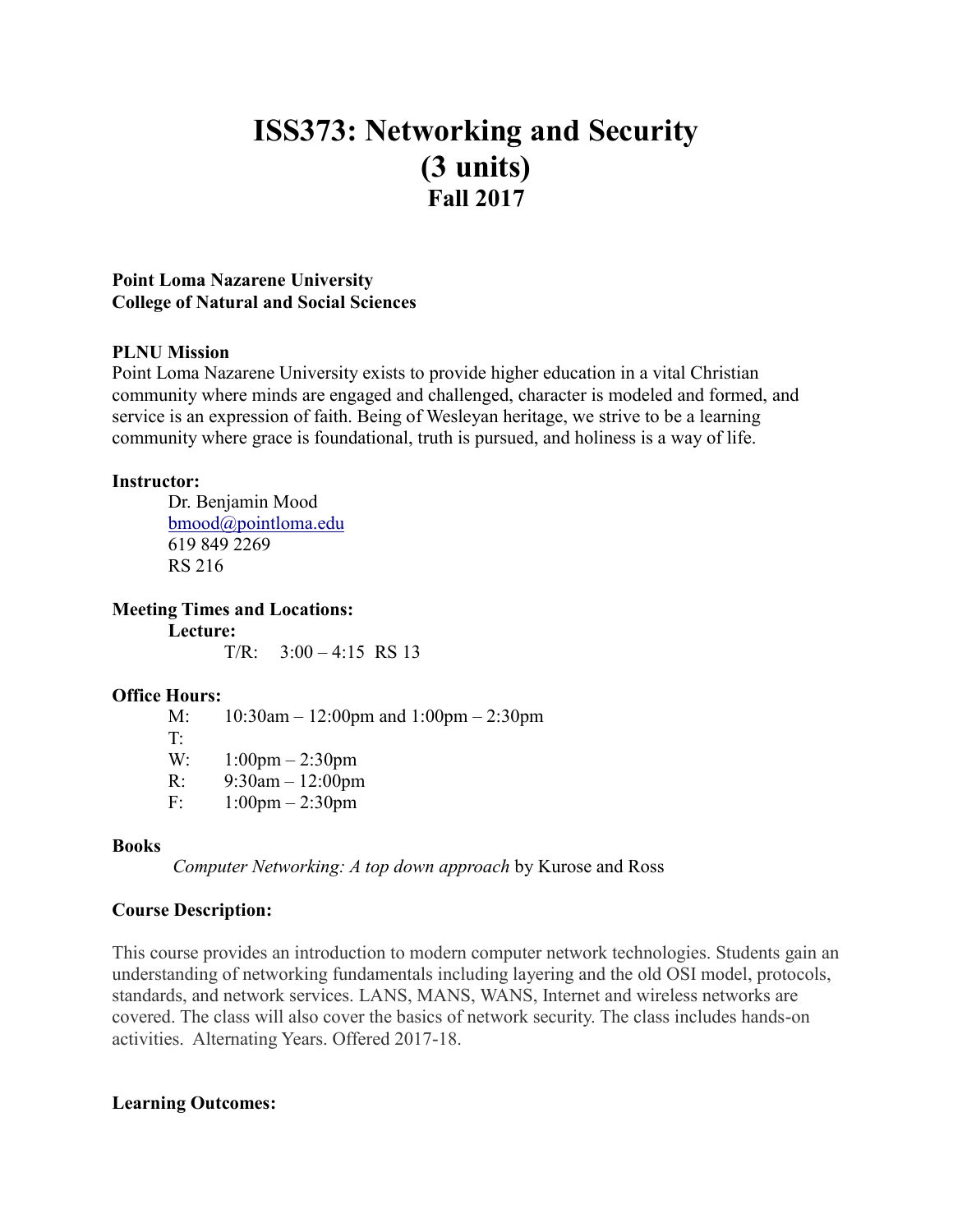# ISS373: Networking and Security (3 units)
## Fall 2017

**Point Loma Nazarene University**
**College of Natural and Social Sciences**

**PLNU Mission**

Point Loma Nazarene University exists to provide higher education in a vital Christian community where minds are engaged and challenged, character is modeled and formed, and service is an expression of faith. Being of Wesleyan heritage, we strive to be a learning community where grace is foundational, truth is pursued, and holiness is a way of life.

**Instructor:**

Dr. Benjamin Mood
bmood@pointloma.edu
619 849 2269
RS 216

**Meeting Times and Locations:**

**Lecture:**

T/R: 3:00 – 4:15 RS 13

**Office Hours:**

M: 10:30am – 12:00pm and 1:00pm – 2:30pm
T:
W: 1:00pm – 2:30pm
R: 9:30am – 12:00pm
F: 1:00pm – 2:30pm

**Books**

*Computer Networking: A top down approach* by Kurose and Ross

**Course Description:**

This course provides an introduction to modern computer network technologies. Students gain an understanding of networking fundamentals including layering and the old OSI model, protocols, standards, and network services. LANS, MANS, WANS, Internet and wireless networks are covered. The class will also cover the basics of network security. The class includes hands-on activities. Alternating Years. Offered 2017-18.

**Learning Outcomes:**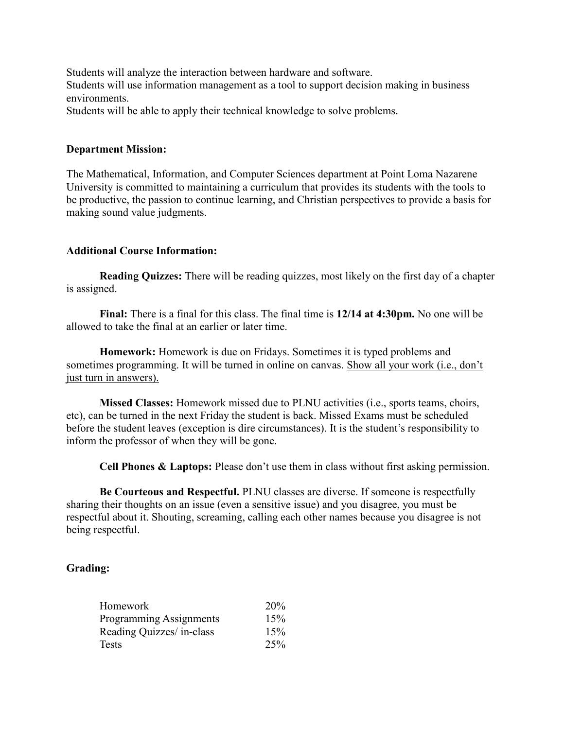Students will analyze the interaction between hardware and software.
Students will use information management as a tool to support decision making in business environments.
Students will be able to apply their technical knowledge to solve problems.

**Department Mission:**

The Mathematical, Information, and Computer Sciences department at Point Loma Nazarene University is committed to maintaining a curriculum that provides its students with the tools to be productive, the passion to continue learning, and Christian perspectives to provide a basis for making sound value judgments.

**Additional Course Information:**

**Reading Quizzes:** There will be reading quizzes, most likely on the first day of a chapter is assigned.

**Final:** There is a final for this class. The final time is **12/14 at 4:30pm.** No one will be allowed to take the final at an earlier or later time.

**Homework:** Homework is due on Fridays. Sometimes it is typed problems and sometimes programming. It will be turned in online on canvas. <u>Show all your work (i.e., don't just turn in answers).</u>

**Missed Classes:** Homework missed due to PLNU activities (i.e., sports teams, choirs, etc), can be turned in the next Friday the student is back. Missed Exams must be scheduled before the student leaves (exception is dire circumstances). It is the student's responsibility to inform the professor of when they will be gone.

**Cell Phones & Laptops:** Please don't use them in class without first asking permission.

**Be Courteous and Respectful.** PLNU classes are diverse. If someone is respectfully sharing their thoughts on an issue (even a sensitive issue) and you disagree, you must be respectful about it. Shouting, screaming, calling each other names because you disagree is not being respectful.

**Grading:**

| | |
|---|---|
| Homework | 20% |
| Programming Assignments | 15% |
| Reading Quizzes/ in-class | 15% |
| Tests | 25% |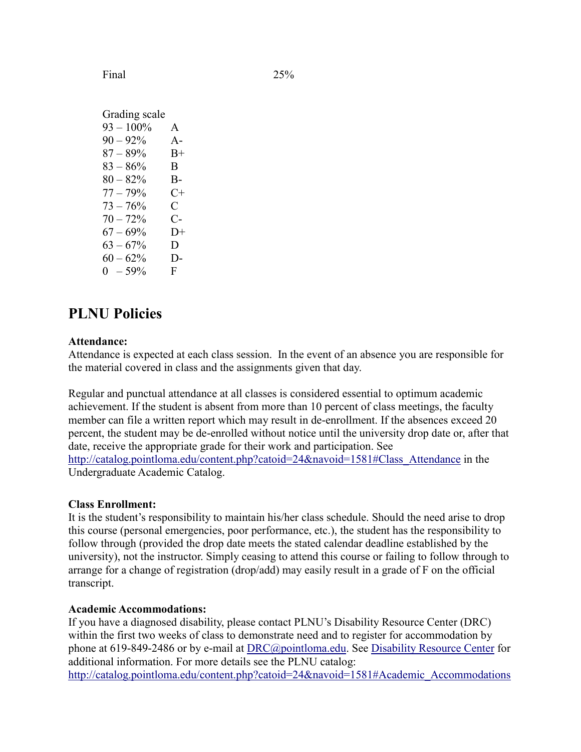| | |
|---|---|
| Final | 25% |

Grading scale

| | |
|---|---|
| 93 – 100% | A |
| 90 – 92% | A- |
| 87 – 89% | B+ |
| 83 – 86% | B |
| 80 – 82% | B- |
| 77 – 79% | C+ |
| 73 – 76% | C |
| 70 – 72% | C- |
| 67 – 69% | D+ |
| 63 – 67% | D |
| 60 – 62% | D- |
| 0 – 59% | F |

## PLNU Policies

**Attendance:**
Attendance is expected at each class session. In the event of an absence you are responsible for the material covered in class and the assignments given that day.

Regular and punctual attendance at all classes is considered essential to optimum academic achievement. If the student is absent from more than 10 percent of class meetings, the faculty member can file a written report which may result in de-enrollment. If the absences exceed 20 percent, the student may be de-enrolled without notice until the university drop date or, after that date, receive the appropriate grade for their work and participation. See http://catalog.pointloma.edu/content.php?catoid=24&navoid=1581#Class_Attendance in the Undergraduate Academic Catalog.

**Class Enrollment:**
It is the student's responsibility to maintain his/her class schedule. Should the need arise to drop this course (personal emergencies, poor performance, etc.), the student has the responsibility to follow through (provided the drop date meets the stated calendar deadline established by the university), not the instructor. Simply ceasing to attend this course or failing to follow through to arrange for a change of registration (drop/add) may easily result in a grade of F on the official transcript.

**Academic Accommodations:**
If you have a diagnosed disability, please contact PLNU's Disability Resource Center (DRC) within the first two weeks of class to demonstrate need and to register for accommodation by phone at 619-849-2486 or by e-mail at DRC@pointloma.edu. See Disability Resource Center for additional information. For more details see the PLNU catalog: http://catalog.pointloma.edu/content.php?catoid=24&navoid=1581#Academic_Accommodations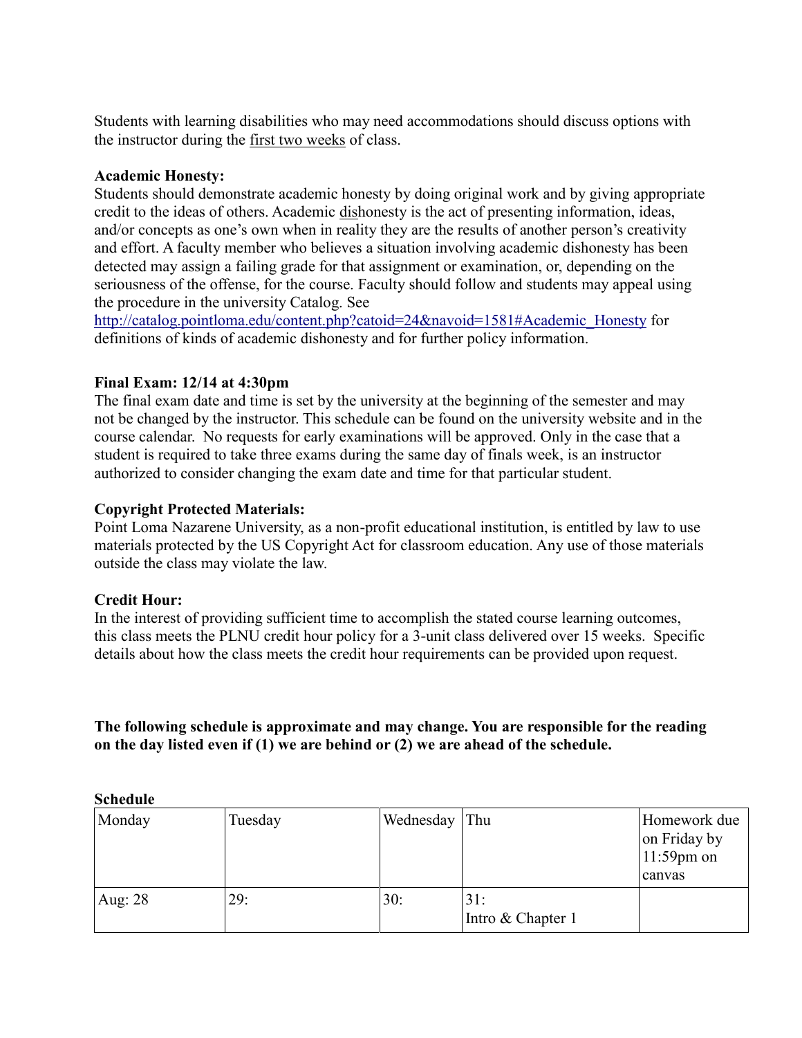Students with learning disabilities who may need accommodations should discuss options with the instructor during the first two weeks of class.

**Academic Honesty:**

Students should demonstrate academic honesty by doing original work and by giving appropriate credit to the ideas of others. Academic dishonesty is the act of presenting information, ideas, and/or concepts as one's own when in reality they are the results of another person's creativity and effort. A faculty member who believes a situation involving academic dishonesty has been detected may assign a failing grade for that assignment or examination, or, depending on the seriousness of the offense, for the course. Faculty should follow and students may appeal using the procedure in the university Catalog. See http://catalog.pointloma.edu/content.php?catoid=24&navoid=1581#Academic_Honesty for definitions of kinds of academic dishonesty and for further policy information.

**Final Exam: 12/14 at 4:30pm**

The final exam date and time is set by the university at the beginning of the semester and may not be changed by the instructor. This schedule can be found on the university website and in the course calendar. No requests for early examinations will be approved. Only in the case that a student is required to take three exams during the same day of finals week, is an instructor authorized to consider changing the exam date and time for that particular student.

**Copyright Protected Materials:**

Point Loma Nazarene University, as a non-profit educational institution, is entitled by law to use materials protected by the US Copyright Act for classroom education. Any use of those materials outside the class may violate the law.

**Credit Hour:**

In the interest of providing sufficient time to accomplish the stated course learning outcomes, this class meets the PLNU credit hour policy for a 3-unit class delivered over 15 weeks. Specific details about how the class meets the credit hour requirements can be provided upon request.

**The following schedule is approximate and may change. You are responsible for the reading on the day listed even if (1) we are behind or (2) we are ahead of the schedule.**

**Schedule**

| Monday | Tuesday | Wednesday | Thu | Homework due on Friday by 11:59pm on canvas |
|---|---|---|---|---|
| Aug: 28 | 29: | 30: | 31: Intro & Chapter 1 | |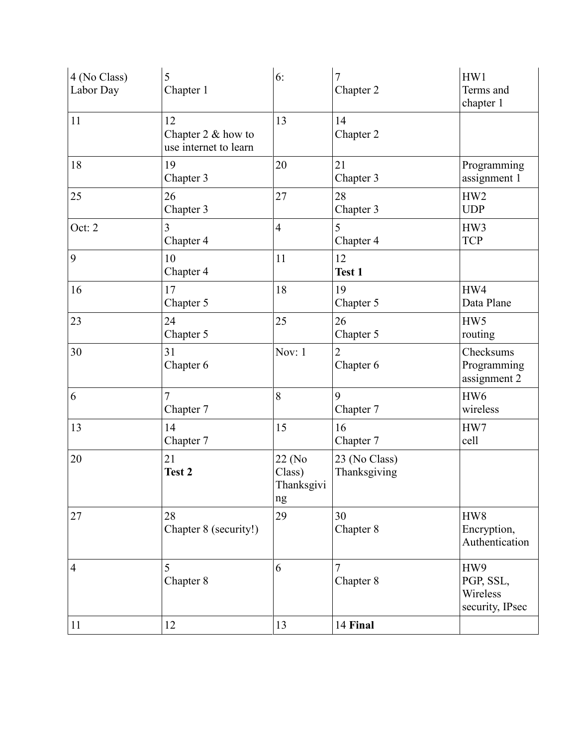| | | | | |
|---|---|---|---|---|
| 4 (No Class) Labor Day | 5 Chapter 1 | 6: | 7 Chapter 2 | HW1 Terms and chapter 1 |
| 11 | 12 Chapter 2 & how to use internet to learn | 13 | 14 Chapter 2 | |
| 18 | 19 Chapter 3 | 20 | 21 Chapter 3 | Programming assignment 1 |
| 25 | 26 Chapter 3 | 27 | 28 Chapter 3 | HW2 UDP |
| Oct: 2 | 3 Chapter 4 | 4 | 5 Chapter 4 | HW3 TCP |
| 9 | 10 Chapter 4 | 11 | 12 **Test 1** | |
| 16 | 17 Chapter 5 | 18 | 19 Chapter 5 | HW4 Data Plane |
| 23 | 24 Chapter 5 | 25 | 26 Chapter 5 | HW5 routing |
| 30 | 31 Chapter 6 | Nov: 1 | 2 Chapter 6 | Checksums Programming assignment 2 |
| 6 | 7 Chapter 7 | 8 | 9 Chapter 7 | HW6 wireless |
| 13 | 14 Chapter 7 | 15 | 16 Chapter 7 | HW7 cell |
| 20 | 21 **Test 2** | 22 (No Class) Thanksgiving | 23 (No Class) Thanksgiving | |
| 27 | 28 Chapter 8 (security!) | 29 | 30 Chapter 8 | HW8 Encryption, Authentication |
| 4 | 5 Chapter 8 | 6 | 7 Chapter 8 | HW9 PGP, SSL, Wireless security, IPsec |
| 11 | 12 | 13 | 14 **Final** | |